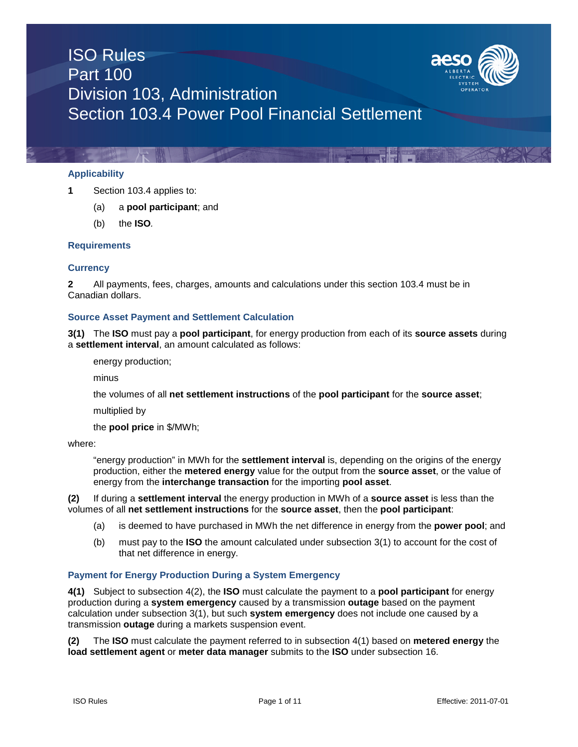# ISO Rules
# Part 100
# Division 103, Administration
# Section 103.4 Power Pool Financial Settlement

## Applicability

**1** Section 103.4 applies to:

(a) a **pool participant**; and

(b) the **ISO**.

## Requirements

### Currency

**2** All payments, fees, charges, amounts and calculations under this section 103.4 must be in Canadian dollars.

### Source Asset Payment and Settlement Calculation

**3(1)** The **ISO** must pay a **pool participant**, for energy production from each of its **source assets** during a **settlement interval**, an amount calculated as follows:

energy production;

minus

the volumes of all **net settlement instructions** of the **pool participant** for the **source asset**;

multiplied by

the **pool price** in $/MWh;

where:

"energy production" in MWh for the **settlement interval** is, depending on the origins of the energy production, either the **metered energy** value for the output from the **source asset**, or the value of energy from the **interchange transaction** for the importing **pool asset**.

**(2)** If during a **settlement interval** the energy production in MWh of a **source asset** is less than the volumes of all **net settlement instructions** for the **source asset**, then the **pool participant**:

(a) is deemed to have purchased in MWh the net difference in energy from the **power pool**; and

(b) must pay to the **ISO** the amount calculated under subsection 3(1) to account for the cost of that net difference in energy.

### Payment for Energy Production During a System Emergency

**4(1)** Subject to subsection 4(2), the **ISO** must calculate the payment to a **pool participant** for energy production during a **system emergency** caused by a transmission **outage** based on the payment calculation under subsection 3(1), but such **system emergency** does not include one caused by a transmission **outage** during a markets suspension event.

**(2)** The **ISO** must calculate the payment referred to in subsection 4(1) based on **metered energy** the **load settlement agent** or **meter data manager** submits to the **ISO** under subsection 16.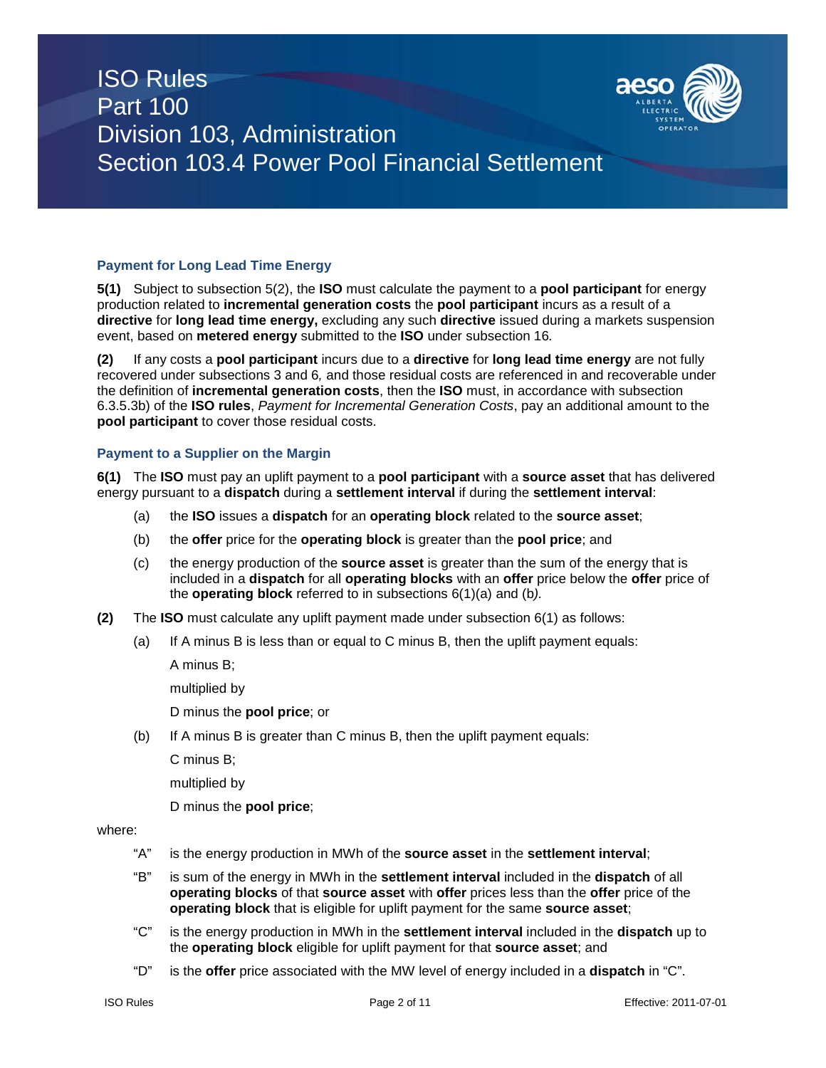### Payment for Long Lead Time Energy

**5(1)** Subject to subsection 5(2), the **ISO** must calculate the payment to a **pool participant** for energy production related to **incremental generation costs** the **pool participant** incurs as a result of a **directive** for **long lead time energy,** excluding any such **directive** issued during a markets suspension event, based on **metered energy** submitted to the **ISO** under subsection 16.

**(2)** If any costs a **pool participant** incurs due to a **directive** for **long lead time energy** are not fully recovered under subsections 3 and 6, and those residual costs are referenced in and recoverable under the definition of **incremental generation costs**, then the **ISO** must, in accordance with subsection 6.3.5.3b) of the **ISO rules**, *Payment for Incremental Generation Costs*, pay an additional amount to the **pool participant** to cover those residual costs.

### Payment to a Supplier on the Margin

**6(1)** The **ISO** must pay an uplift payment to a **pool participant** with a **source asset** that has delivered energy pursuant to a **dispatch** during a **settlement interval** if during the **settlement interval**:

- (a) the **ISO** issues a **dispatch** for an **operating block** related to the **source asset**;
- (b) the **offer** price for the **operating block** is greater than the **pool price**; and
- (c) the energy production of the **source asset** is greater than the sum of the energy that is included in a **dispatch** for all **operating blocks** with an **offer** price below the **offer** price of the **operating block** referred to in subsections 6(1)(a) and (b*).*

**(2)** The **ISO** must calculate any uplift payment made under subsection 6(1) as follows:

- (a) If A minus B is less than or equal to C minus B, then the uplift payment equals:

  A minus B;

  multiplied by

  D minus the **pool price**; or

- (b) If A minus B is greater than C minus B, then the uplift payment equals:

  C minus B;

  multiplied by

  D minus the **pool price**;

where:

- "A" is the energy production in MWh of the **source asset** in the **settlement interval**;
- "B" is sum of the energy in MWh in the **settlement interval** included in the **dispatch** of all **operating blocks** of that **source asset** with **offer** prices less than the **offer** price of the **operating block** that is eligible for uplift payment for the same **source asset**;
- "C" is the energy production in MWh in the **settlement interval** included in the **dispatch** up to the **operating block** eligible for uplift payment for that **source asset**; and
- "D" is the **offer** price associated with the MW level of energy included in a **dispatch** in "C".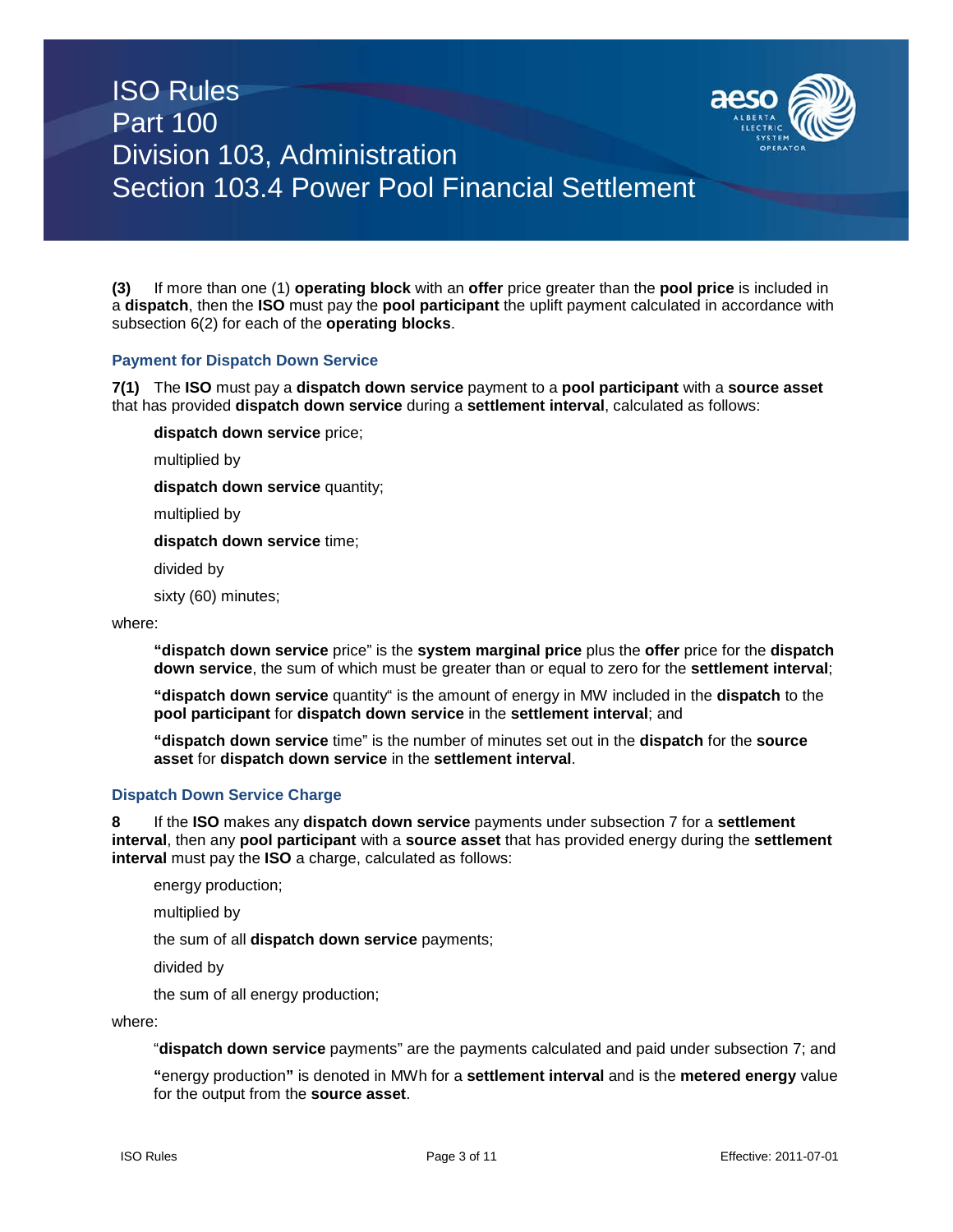**(3)** If more than one (1) **operating block** with an **offer** price greater than the **pool price** is included in a **dispatch**, then the **ISO** must pay the **pool participant** the uplift payment calculated in accordance with subsection 6(2) for each of the **operating blocks**.

### Payment for Dispatch Down Service

**7(1)** The **ISO** must pay a **dispatch down service** payment to a **pool participant** with a **source asset** that has provided **dispatch down service** during a **settlement interval**, calculated as follows:

> **dispatch down service** price;
>
> multiplied by
>
> **dispatch down service** quantity;
>
> multiplied by
>
> **dispatch down service** time;
>
> divided by
>
> sixty (60) minutes;

where:

> **"dispatch down service** price" is the **system marginal price** plus the **offer** price for the **dispatch down service**, the sum of which must be greater than or equal to zero for the **settlement interval**;
>
> **"dispatch down service** quantity" is the amount of energy in MW included in the **dispatch** to the **pool participant** for **dispatch down service** in the **settlement interval**; and
>
> **"dispatch down service** time" is the number of minutes set out in the **dispatch** for the **source asset** for **dispatch down service** in the **settlement interval**.

### Dispatch Down Service Charge

**8** If the **ISO** makes any **dispatch down service** payments under subsection 7 for a **settlement interval**, then any **pool participant** with a **source asset** that has provided energy during the **settlement interval** must pay the **ISO** a charge, calculated as follows:

> energy production;
>
> multiplied by
>
> the sum of all **dispatch down service** payments;
>
> divided by
>
> the sum of all energy production;

where:

> "**dispatch down service** payments" are the payments calculated and paid under subsection 7; and
>
> **"**energy production**"** is denoted in MWh for a **settlement interval** and is the **metered energy** value for the output from the **source asset**.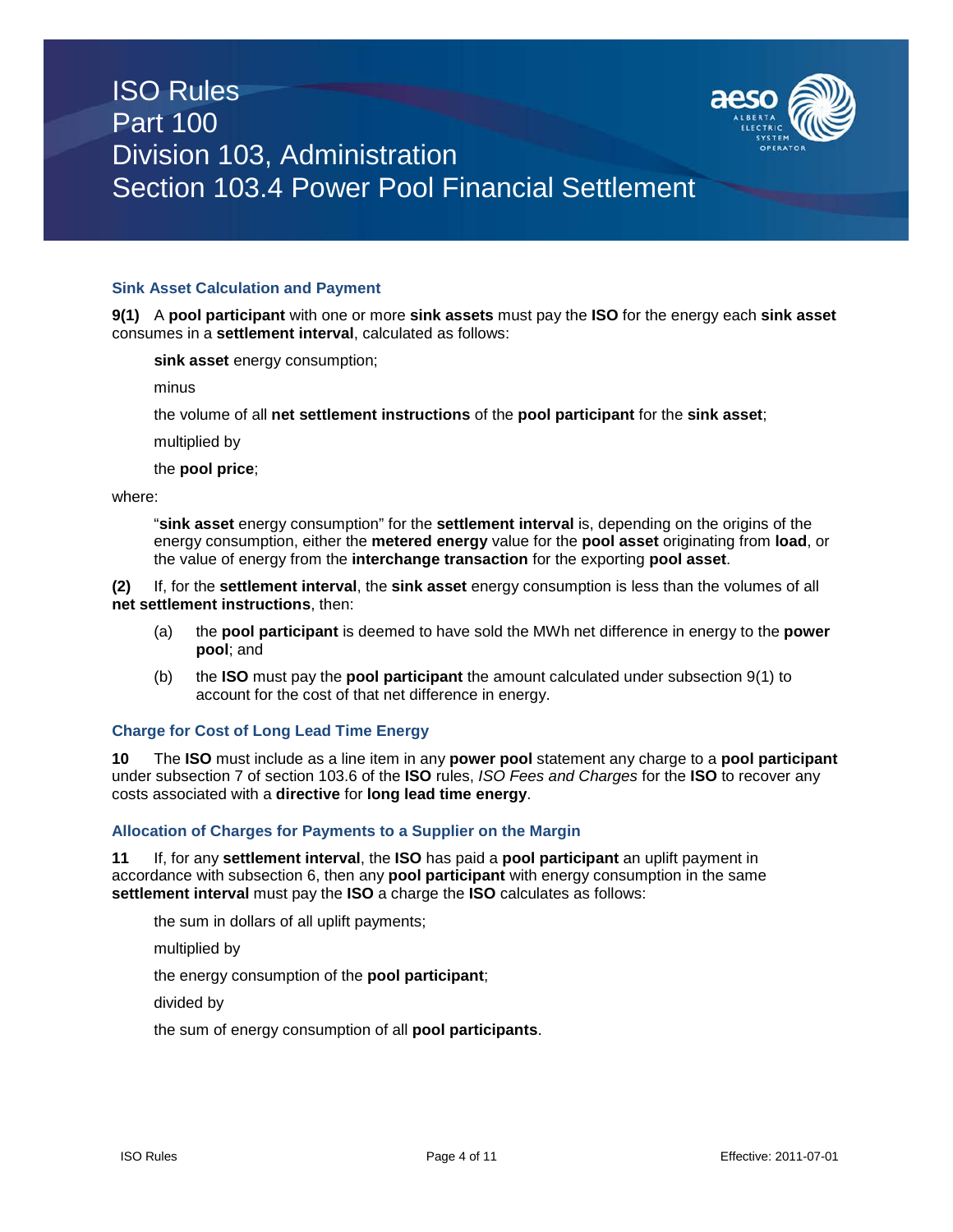### Sink Asset Calculation and Payment

**9(1)** A **pool participant** with one or more **sink assets** must pay the **ISO** for the energy each **sink asset** consumes in a **settlement interval**, calculated as follows:

> **sink asset** energy consumption;
>
> minus
>
> the volume of all **net settlement instructions** of the **pool participant** for the **sink asset**;
>
> multiplied by
>
> the **pool price**;

where:

> "**sink asset** energy consumption" for the **settlement interval** is, depending on the origins of the energy consumption, either the **metered energy** value for the **pool asset** originating from **load**, or the value of energy from the **interchange transaction** for the exporting **pool asset**.

**(2)** If, for the **settlement interval**, the **sink asset** energy consumption is less than the volumes of all **net settlement instructions**, then:

- (a) the **pool participant** is deemed to have sold the MWh net difference in energy to the **power pool**; and
- (b) the **ISO** must pay the **pool participant** the amount calculated under subsection 9(1) to account for the cost of that net difference in energy.

### Charge for Cost of Long Lead Time Energy

**10** The **ISO** must include as a line item in any **power pool** statement any charge to a **pool participant** under subsection 7 of section 103.6 of the **ISO** rules, *ISO Fees and Charges* for the **ISO** to recover any costs associated with a **directive** for **long lead time energy**.

### Allocation of Charges for Payments to a Supplier on the Margin

**11** If, for any **settlement interval**, the **ISO** has paid a **pool participant** an uplift payment in accordance with subsection 6, then any **pool participant** with energy consumption in the same **settlement interval** must pay the **ISO** a charge the **ISO** calculates as follows:

> the sum in dollars of all uplift payments;
>
> multiplied by
>
> the energy consumption of the **pool participant**;
>
> divided by
>
> the sum of energy consumption of all **pool participants**.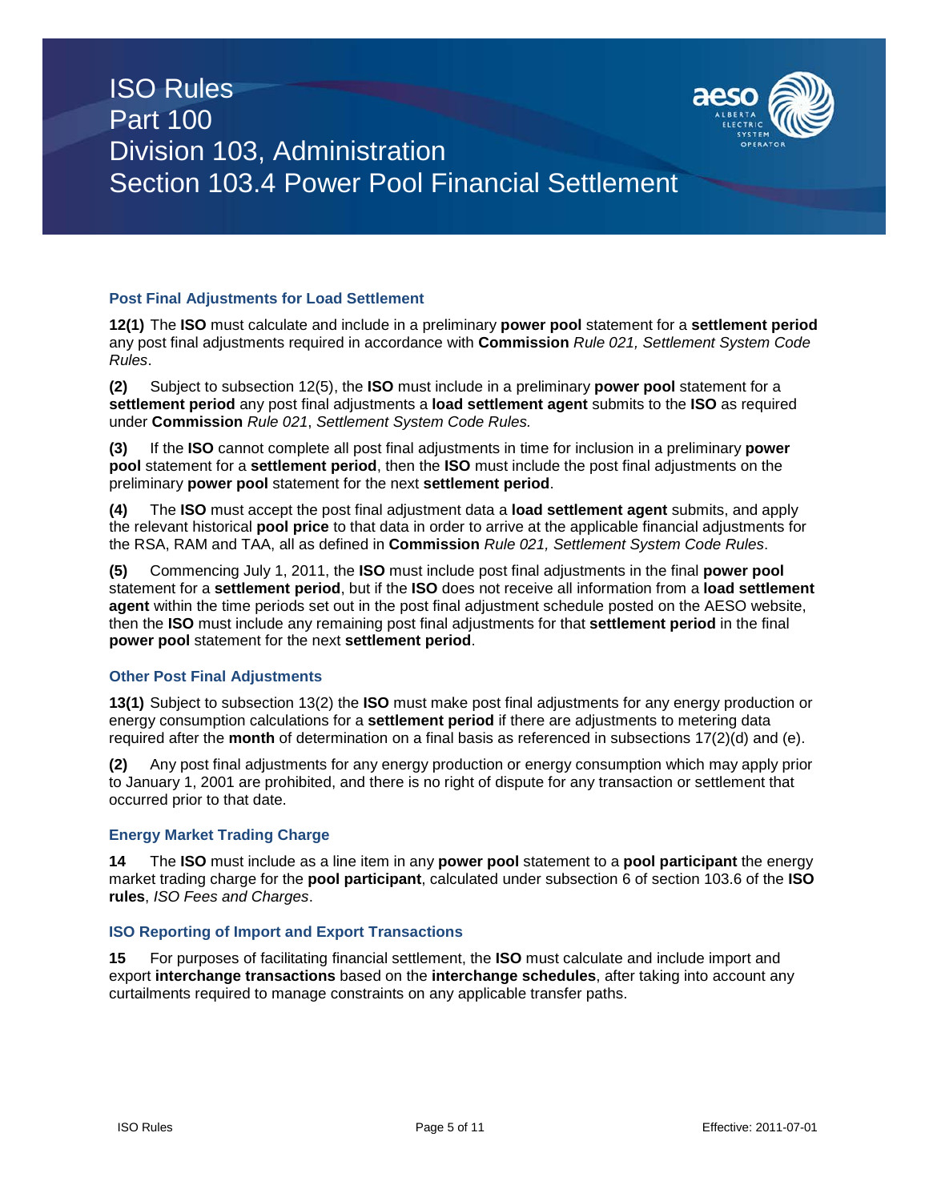### Post Final Adjustments for Load Settlement

**12(1)** The **ISO** must calculate and include in a preliminary **power pool** statement for a **settlement period** any post final adjustments required in accordance with **Commission** *Rule 021, Settlement System Code Rules*.

**(2)** Subject to subsection 12(5), the **ISO** must include in a preliminary **power pool** statement for a **settlement period** any post final adjustments a **load settlement agent** submits to the **ISO** as required under **Commission** *Rule 021*, *Settlement System Code Rules.*

**(3)** If the **ISO** cannot complete all post final adjustments in time for inclusion in a preliminary **power pool** statement for a **settlement period**, then the **ISO** must include the post final adjustments on the preliminary **power pool** statement for the next **settlement period**.

**(4)** The **ISO** must accept the post final adjustment data a **load settlement agent** submits, and apply the relevant historical **pool price** to that data in order to arrive at the applicable financial adjustments for the RSA, RAM and TAA, all as defined in **Commission** *Rule 021, Settlement System Code Rules*.

**(5)** Commencing July 1, 2011, the **ISO** must include post final adjustments in the final **power pool** statement for a **settlement period**, but if the **ISO** does not receive all information from a **load settlement agent** within the time periods set out in the post final adjustment schedule posted on the AESO website, then the **ISO** must include any remaining post final adjustments for that **settlement period** in the final **power pool** statement for the next **settlement period**.

### Other Post Final Adjustments

**13(1)** Subject to subsection 13(2) the **ISO** must make post final adjustments for any energy production or energy consumption calculations for a **settlement period** if there are adjustments to metering data required after the **month** of determination on a final basis as referenced in subsections 17(2)(d) and (e).

**(2)** Any post final adjustments for any energy production or energy consumption which may apply prior to January 1, 2001 are prohibited, and there is no right of dispute for any transaction or settlement that occurred prior to that date.

### Energy Market Trading Charge

**14** The **ISO** must include as a line item in any **power pool** statement to a **pool participant** the energy market trading charge for the **pool participant**, calculated under subsection 6 of section 103.6 of the **ISO rules**, *ISO Fees and Charges*.

### ISO Reporting of Import and Export Transactions

**15** For purposes of facilitating financial settlement, the **ISO** must calculate and include import and export **interchange transactions** based on the **interchange schedules**, after taking into account any curtailments required to manage constraints on any applicable transfer paths.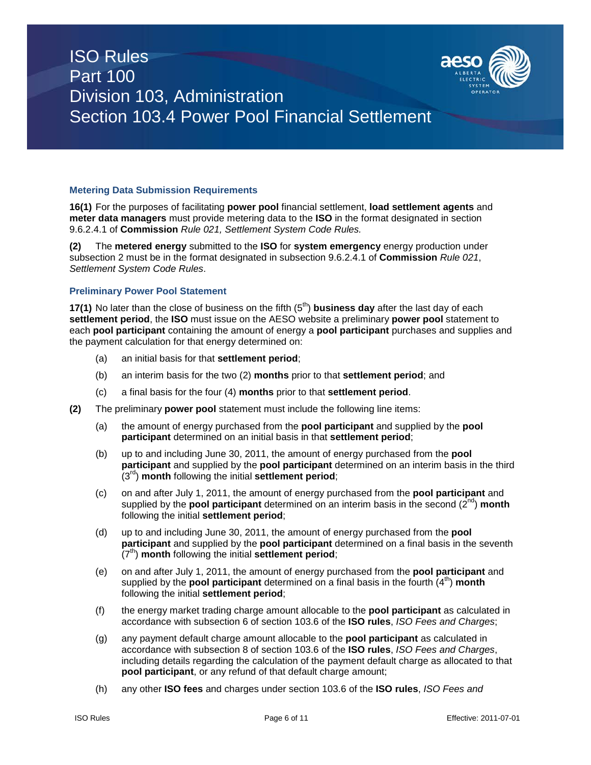### Metering Data Submission Requirements

**16(1)** For the purposes of facilitating **power pool** financial settlement, **load settlement agents** and **meter data managers** must provide metering data to the **ISO** in the format designated in section 9.6.2.4.1 of **Commission** *Rule 021, Settlement System Code Rules.*

**(2)** The **metered energy** submitted to the **ISO** for **system emergency** energy production under subsection 2 must be in the format designated in subsection 9.6.2.4.1 of **Commission** *Rule 021*, *Settlement System Code Rules*.

### Preliminary Power Pool Statement

**17(1)** No later than the close of business on the fifth (5th) **business day** after the last day of each **settlement period**, the **ISO** must issue on the AESO website a preliminary **power pool** statement to each **pool participant** containing the amount of energy a **pool participant** purchases and supplies and the payment calculation for that energy determined on:

(a) an initial basis for that **settlement period**;

(b) an interim basis for the two (2) **months** prior to that **settlement period**; and

(c) a final basis for the four (4) **months** prior to that **settlement period**.

**(2)** The preliminary **power pool** statement must include the following line items:

(a) the amount of energy purchased from the **pool participant** and supplied by the **pool participant** determined on an initial basis in that **settlement period**;

(b) up to and including June 30, 2011, the amount of energy purchased from the **pool participant** and supplied by the **pool participant** determined on an interim basis in the third (3rd) **month** following the initial **settlement period**;

(c) on and after July 1, 2011, the amount of energy purchased from the **pool participant** and supplied by the **pool participant** determined on an interim basis in the second (2nd) **month** following the initial **settlement period**;

(d) up to and including June 30, 2011, the amount of energy purchased from the **pool participant** and supplied by the **pool participant** determined on a final basis in the seventh (7th) **month** following the initial **settlement period**;

(e) on and after July 1, 2011, the amount of energy purchased from the **pool participant** and supplied by the **pool participant** determined on a final basis in the fourth (4th) **month** following the initial **settlement period**;

(f) the energy market trading charge amount allocable to the **pool participant** as calculated in accordance with subsection 6 of section 103.6 of the **ISO rules**, *ISO Fees and Charges*;

(g) any payment default charge amount allocable to the **pool participant** as calculated in accordance with subsection 8 of section 103.6 of the **ISO rules**, *ISO Fees and Charges*, including details regarding the calculation of the payment default charge as allocated to that **pool participant**, or any refund of that default charge amount;

(h) any other **ISO fees** and charges under section 103.6 of the **ISO rules**, *ISO Fees and*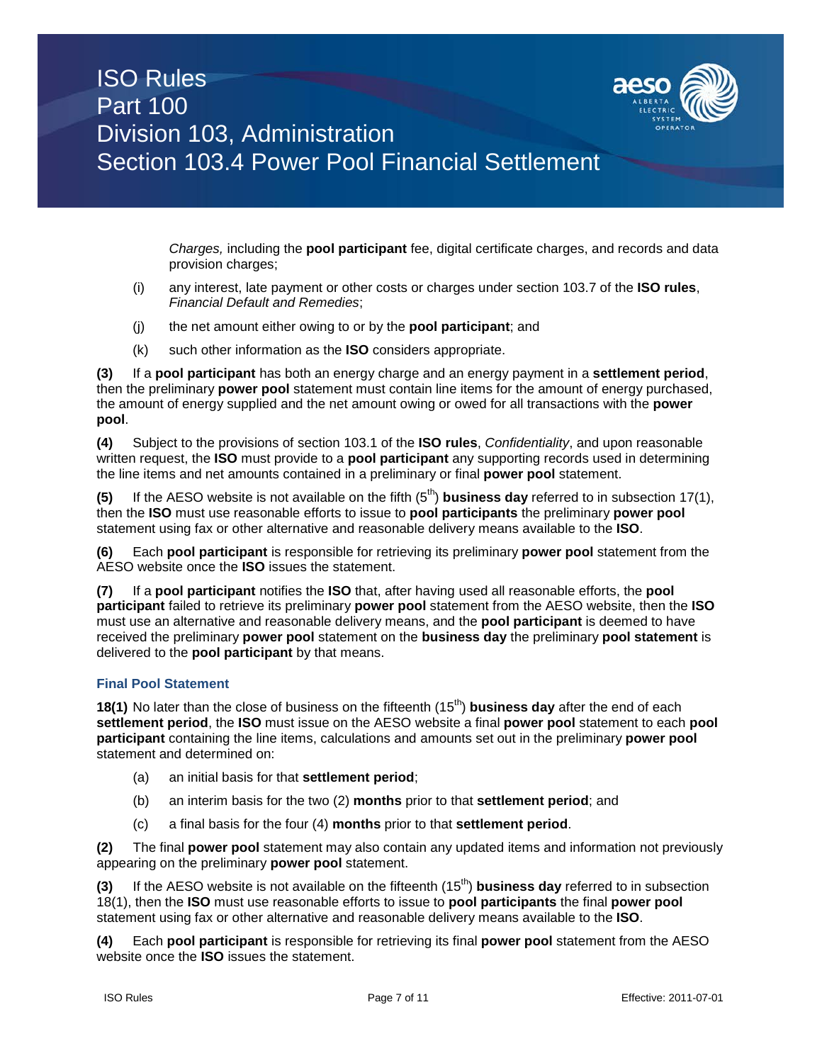*Charges,* including the **pool participant** fee, digital certificate charges, and records and data provision charges;

(i) any interest, late payment or other costs or charges under section 103.7 of the **ISO rules**, *Financial Default and Remedies*;

(j) the net amount either owing to or by the **pool participant**; and

(k) such other information as the **ISO** considers appropriate.

**(3)** If a **pool participant** has both an energy charge and an energy payment in a **settlement period**, then the preliminary **power pool** statement must contain line items for the amount of energy purchased, the amount of energy supplied and the net amount owing or owed for all transactions with the **power pool**.

**(4)** Subject to the provisions of section 103.1 of the **ISO rules**, *Confidentiality*, and upon reasonable written request, the **ISO** must provide to a **pool participant** any supporting records used in determining the line items and net amounts contained in a preliminary or final **power pool** statement.

**(5)** If the AESO website is not available on the fifth (5th) **business day** referred to in subsection 17(1), then the **ISO** must use reasonable efforts to issue to **pool participants** the preliminary **power pool** statement using fax or other alternative and reasonable delivery means available to the **ISO**.

**(6)** Each **pool participant** is responsible for retrieving its preliminary **power pool** statement from the AESO website once the **ISO** issues the statement.

**(7)** If a **pool participant** notifies the **ISO** that, after having used all reasonable efforts, the **pool participant** failed to retrieve its preliminary **power pool** statement from the AESO website, then the **ISO** must use an alternative and reasonable delivery means, and the **pool participant** is deemed to have received the preliminary **power pool** statement on the **business day** the preliminary **pool statement** is delivered to the **pool participant** by that means.

### Final Pool Statement

**18(1)** No later than the close of business on the fifteenth (15th) **business day** after the end of each **settlement period**, the **ISO** must issue on the AESO website a final **power pool** statement to each **pool participant** containing the line items, calculations and amounts set out in the preliminary **power pool** statement and determined on:

(a) an initial basis for that **settlement period**;

(b) an interim basis for the two (2) **months** prior to that **settlement period**; and

(c) a final basis for the four (4) **months** prior to that **settlement period**.

**(2)** The final **power pool** statement may also contain any updated items and information not previously appearing on the preliminary **power pool** statement.

**(3)** If the AESO website is not available on the fifteenth (15th) **business day** referred to in subsection 18(1), then the **ISO** must use reasonable efforts to issue to **pool participants** the final **power pool** statement using fax or other alternative and reasonable delivery means available to the **ISO**.

**(4)** Each **pool participant** is responsible for retrieving its final **power pool** statement from the AESO website once the **ISO** issues the statement.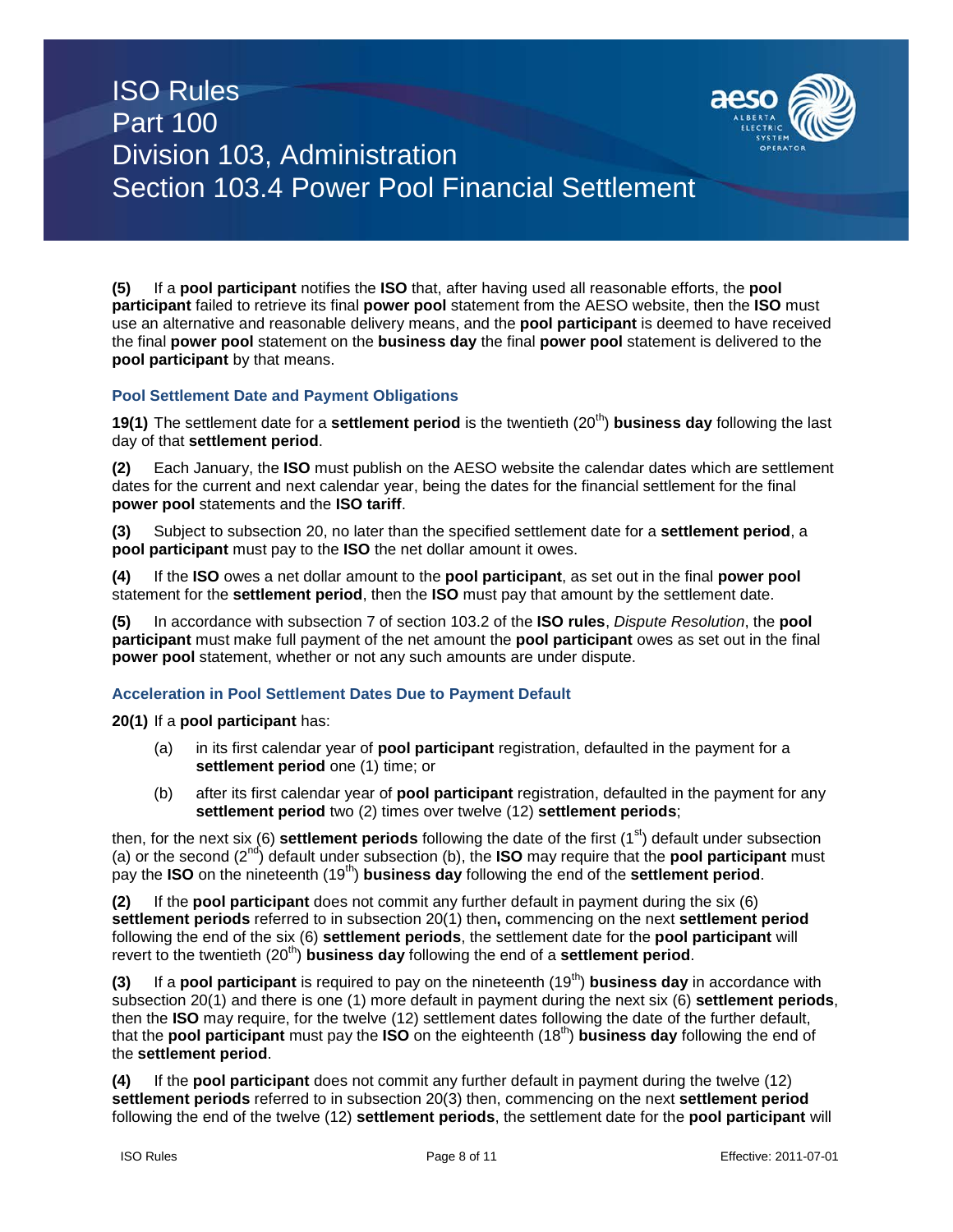**(5)** If a **pool participant** notifies the **ISO** that, after having used all reasonable efforts, the **pool participant** failed to retrieve its final **power pool** statement from the AESO website, then the **ISO** must use an alternative and reasonable delivery means, and the **pool participant** is deemed to have received the final **power pool** statement on the **business day** the final **power pool** statement is delivered to the **pool participant** by that means.

### Pool Settlement Date and Payment Obligations

**19(1)** The settlement date for a **settlement period** is the twentieth (20th) **business day** following the last day of that **settlement period**.

**(2)** Each January, the **ISO** must publish on the AESO website the calendar dates which are settlement dates for the current and next calendar year, being the dates for the financial settlement for the final **power pool** statements and the **ISO tariff**.

**(3)** Subject to subsection 20, no later than the specified settlement date for a **settlement period**, a **pool participant** must pay to the **ISO** the net dollar amount it owes.

**(4)** If the **ISO** owes a net dollar amount to the **pool participant**, as set out in the final **power pool** statement for the **settlement period**, then the **ISO** must pay that amount by the settlement date.

**(5)** In accordance with subsection 7 of section 103.2 of the **ISO rules**, *Dispute Resolution*, the **pool participant** must make full payment of the net amount the **pool participant** owes as set out in the final **power pool** statement, whether or not any such amounts are under dispute.

### Acceleration in Pool Settlement Dates Due to Payment Default

**20(1)** If a **pool participant** has:

(a) in its first calendar year of **pool participant** registration, defaulted in the payment for a **settlement period** one (1) time; or

(b) after its first calendar year of **pool participant** registration, defaulted in the payment for any **settlement period** two (2) times over twelve (12) **settlement periods**;

then, for the next six (6) **settlement periods** following the date of the first (1st) default under subsection (a) or the second (2nd) default under subsection (b), the **ISO** may require that the **pool participant** must pay the **ISO** on the nineteenth (19th) **business day** following the end of the **settlement period**.

**(2)** If the **pool participant** does not commit any further default in payment during the six (6) **settlement periods** referred to in subsection 20(1) then**,** commencing on the next **settlement period** following the end of the six (6) **settlement periods**, the settlement date for the **pool participant** will revert to the twentieth (20th) **business day** following the end of a **settlement period**.

**(3)** If a **pool participant** is required to pay on the nineteenth (19th) **business day** in accordance with subsection 20(1) and there is one (1) more default in payment during the next six (6) **settlement periods**, then the **ISO** may require, for the twelve (12) settlement dates following the date of the further default, that the **pool participant** must pay the **ISO** on the eighteenth (18th) **business day** following the end of the **settlement period**.

**(4)** If the **pool participant** does not commit any further default in payment during the twelve (12) **settlement periods** referred to in subsection 20(3) then, commencing on the next **settlement period** following the end of the twelve (12) **settlement periods**, the settlement date for the **pool participant** will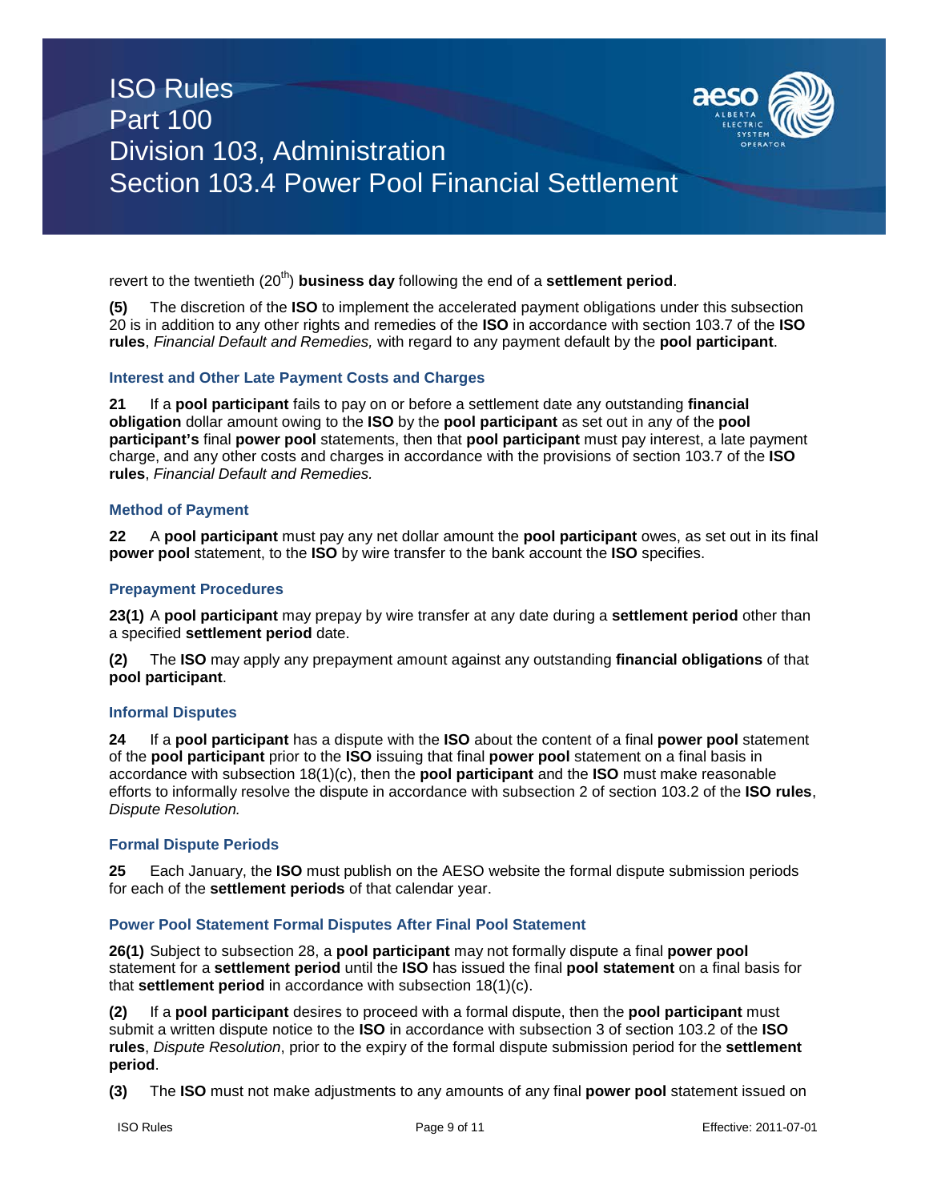revert to the twentieth (20th) **business day** following the end of a **settlement period**.

**(5)** The discretion of the **ISO** to implement the accelerated payment obligations under this subsection 20 is in addition to any other rights and remedies of the **ISO** in accordance with section 103.7 of the **ISO rules**, *Financial Default and Remedies,* with regard to any payment default by the **pool participant**.

### Interest and Other Late Payment Costs and Charges

**21** If a **pool participant** fails to pay on or before a settlement date any outstanding **financial obligation** dollar amount owing to the **ISO** by the **pool participant** as set out in any of the **pool participant's** final **power pool** statements, then that **pool participant** must pay interest, a late payment charge, and any other costs and charges in accordance with the provisions of section 103.7 of the **ISO rules**, *Financial Default and Remedies.*

### Method of Payment

**22** A **pool participant** must pay any net dollar amount the **pool participant** owes, as set out in its final **power pool** statement, to the **ISO** by wire transfer to the bank account the **ISO** specifies.

### Prepayment Procedures

**23(1)** A **pool participant** may prepay by wire transfer at any date during a **settlement period** other than a specified **settlement period** date.

**(2)** The **ISO** may apply any prepayment amount against any outstanding **financial obligations** of that **pool participant**.

### Informal Disputes

**24** If a **pool participant** has a dispute with the **ISO** about the content of a final **power pool** statement of the **pool participant** prior to the **ISO** issuing that final **power pool** statement on a final basis in accordance with subsection 18(1)(c), then the **pool participant** and the **ISO** must make reasonable efforts to informally resolve the dispute in accordance with subsection 2 of section 103.2 of the **ISO rules**, *Dispute Resolution.*

### Formal Dispute Periods

**25** Each January, the **ISO** must publish on the AESO website the formal dispute submission periods for each of the **settlement periods** of that calendar year.

### Power Pool Statement Formal Disputes After Final Pool Statement

**26(1)** Subject to subsection 28, a **pool participant** may not formally dispute a final **power pool** statement for a **settlement period** until the **ISO** has issued the final **pool statement** on a final basis for that **settlement period** in accordance with subsection 18(1)(c).

**(2)** If a **pool participant** desires to proceed with a formal dispute, then the **pool participant** must submit a written dispute notice to the **ISO** in accordance with subsection 3 of section 103.2 of the **ISO rules**, *Dispute Resolution*, prior to the expiry of the formal dispute submission period for the **settlement period**.

**(3)** The **ISO** must not make adjustments to any amounts of any final **power pool** statement issued on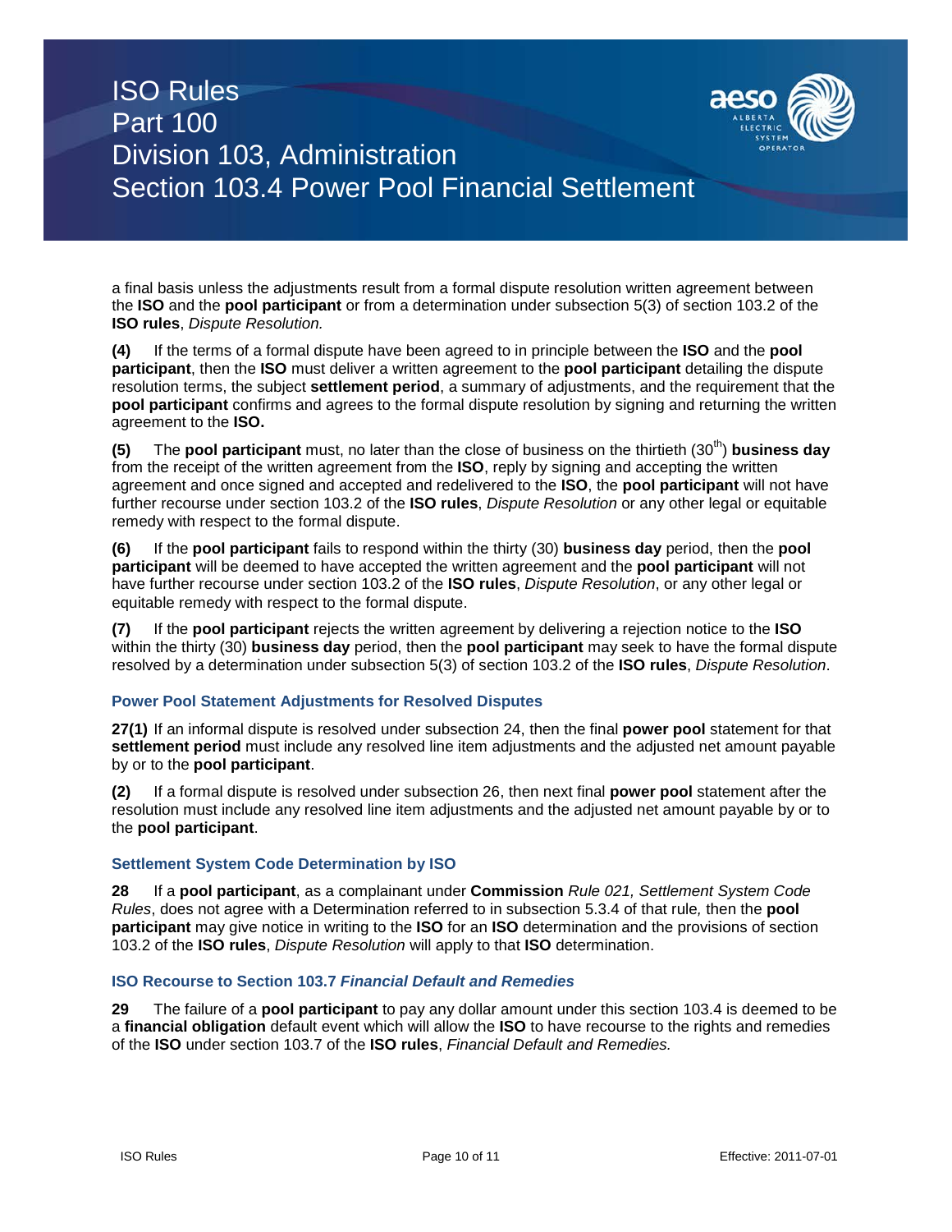a final basis unless the adjustments result from a formal dispute resolution written agreement between the **ISO** and the **pool participant** or from a determination under subsection 5(3) of section 103.2 of the **ISO rules**, *Dispute Resolution.*

**(4)** If the terms of a formal dispute have been agreed to in principle between the **ISO** and the **pool participant**, then the **ISO** must deliver a written agreement to the **pool participant** detailing the dispute resolution terms, the subject **settlement period**, a summary of adjustments, and the requirement that the **pool participant** confirms and agrees to the formal dispute resolution by signing and returning the written agreement to the **ISO.**

**(5)** The **pool participant** must, no later than the close of business on the thirtieth (30th) **business day** from the receipt of the written agreement from the **ISO**, reply by signing and accepting the written agreement and once signed and accepted and redelivered to the **ISO**, the **pool participant** will not have further recourse under section 103.2 of the **ISO rules**, *Dispute Resolution* or any other legal or equitable remedy with respect to the formal dispute.

**(6)** If the **pool participant** fails to respond within the thirty (30) **business day** period, then the **pool participant** will be deemed to have accepted the written agreement and the **pool participant** will not have further recourse under section 103.2 of the **ISO rules**, *Dispute Resolution*, or any other legal or equitable remedy with respect to the formal dispute.

**(7)** If the **pool participant** rejects the written agreement by delivering a rejection notice to the **ISO** within the thirty (30) **business day** period, then the **pool participant** may seek to have the formal dispute resolved by a determination under subsection 5(3) of section 103.2 of the **ISO rules**, *Dispute Resolution*.

### Power Pool Statement Adjustments for Resolved Disputes

**27(1)** If an informal dispute is resolved under subsection 24, then the final **power pool** statement for that **settlement period** must include any resolved line item adjustments and the adjusted net amount payable by or to the **pool participant**.

**(2)** If a formal dispute is resolved under subsection 26, then next final **power pool** statement after the resolution must include any resolved line item adjustments and the adjusted net amount payable by or to the **pool participant**.

### Settlement System Code Determination by ISO

**28** If a **pool participant**, as a complainant under **Commission** *Rule 021, Settlement System Code Rules*, does not agree with a Determination referred to in subsection 5.3.4 of that rule*,* then the **pool participant** may give notice in writing to the **ISO** for an **ISO** determination and the provisions of section 103.2 of the **ISO rules**, *Dispute Resolution* will apply to that **ISO** determination.

### ISO Recourse to Section 103.7 *Financial Default and Remedies*

**29** The failure of a **pool participant** to pay any dollar amount under this section 103.4 is deemed to be a **financial obligation** default event which will allow the **ISO** to have recourse to the rights and remedies of the **ISO** under section 103.7 of the **ISO rules**, *Financial Default and Remedies.*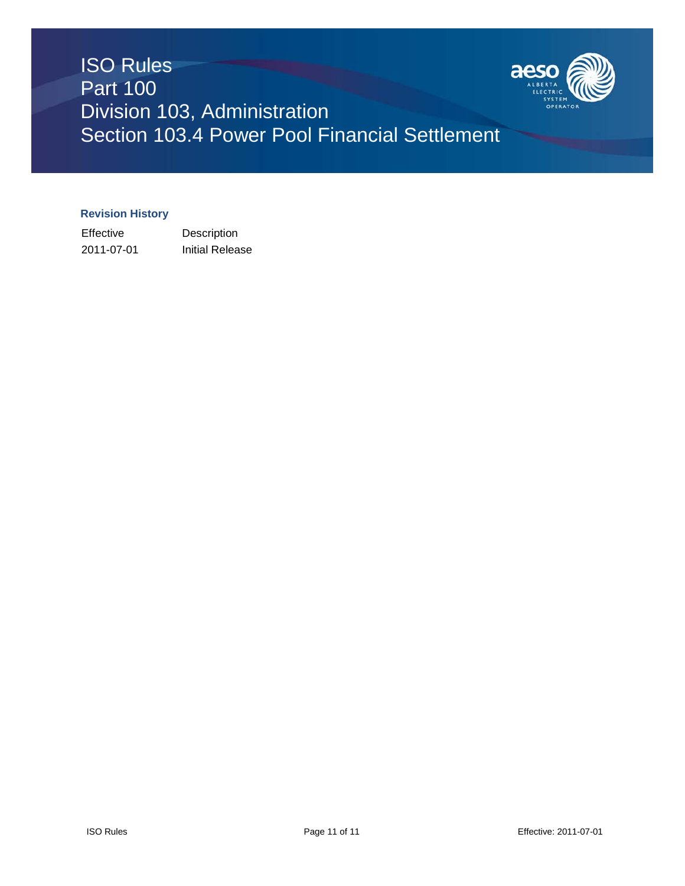# ISO Rules
# Part 100
# Division 103, Administration
# Section 103.4 Power Pool Financial Settlement

### Revision History

| Effective | Description |
|---|---|
| 2011-07-01 | Initial Release |